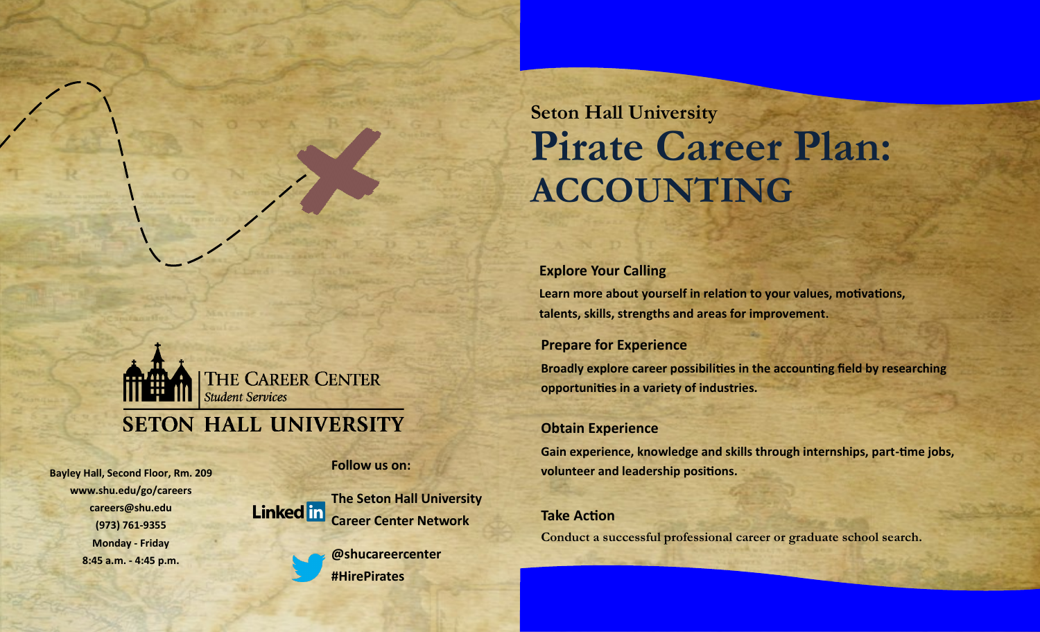THE CAREER CENTER
*Student Services*

SETON HALL UNIVERSITY

Bayley Hall, Second Floor, Rm. 209
www.shu.edu/go/careers
careers@shu.edu
(973) 761-9355
Monday - Friday
8:45 a.m. - 4:45 p.m.

**Follow us on:**

LinkedIn: **The Seton Hall University Career Center Network**

Twitter: **@shucareercenter**
**#HirePirates**

## Seton Hall University
# Pirate Career Plan: ACCOUNTING

### Explore Your Calling

**Learn more about yourself in relation to your values, motivations, talents, skills, strengths and areas for improvement.**

### Prepare for Experience

**Broadly explore career possibilities in the accounting field by researching opportunities in a variety of industries.**

### Obtain Experience

**Gain experience, knowledge and skills through internships, part-time jobs, volunteer and leadership positions.**

### Take Action

**Conduct a successful professional career or graduate school search.**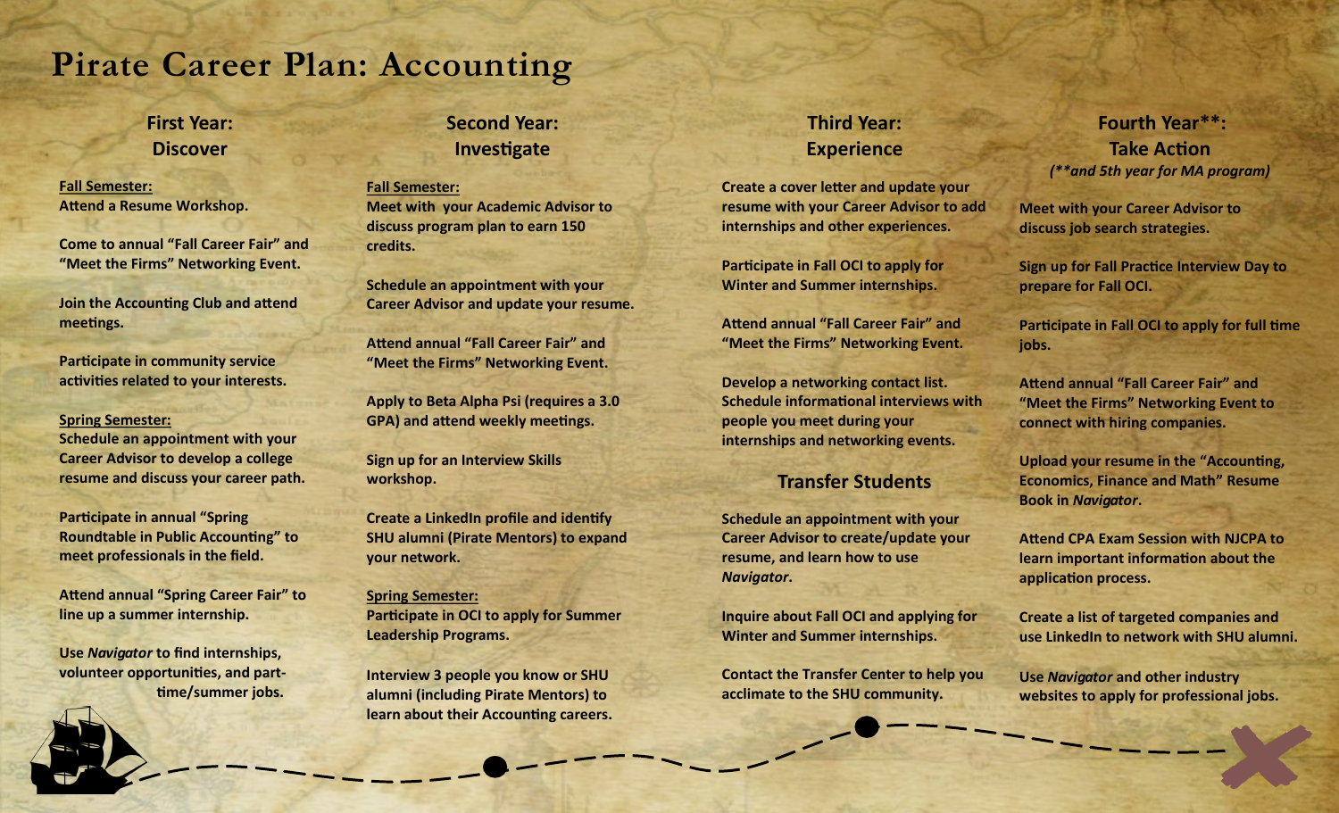# Pirate Career Plan: Accounting

## First Year: Discover

**Fall Semester:**

**Attend a Resume Workshop.**

**Come to annual "Fall Career Fair" and "Meet the Firms" Networking Event.**

**Join the Accounting Club and attend meetings.**

**Participate in community service activities related to your interests.**

**Spring Semester:**

**Schedule an appointment with your Career Advisor to develop a college resume and discuss your career path.**

**Participate in annual "Spring Roundtable in Public Accounting" to meet professionals in the field.**

**Attend annual "Spring Career Fair" to line up a summer internship.**

**Use *Navigator* to find internships, volunteer opportunities, and part-time/summer jobs.**

## Second Year: Investigate

**Fall Semester:**

**Meet with your Academic Advisor to discuss program plan to earn 150 credits.**

**Schedule an appointment with your Career Advisor and update your resume.**

**Attend annual "Fall Career Fair" and "Meet the Firms" Networking Event.**

**Apply to Beta Alpha Psi (requires a 3.0 GPA) and attend weekly meetings.**

**Sign up for an Interview Skills workshop.**

**Create a LinkedIn profile and identify SHU alumni (Pirate Mentors) to expand your network.**

**Spring Semester:**

**Participate in OCI to apply for Summer Leadership Programs.**

**Interview 3 people you know or SHU alumni (including Pirate Mentors) to learn about their Accounting careers.**

## Third Year: Experience

**Create a cover letter and update your resume with your Career Advisor to add internships and other experiences.**

**Participate in Fall OCI to apply for Winter and Summer internships.**

**Attend annual "Fall Career Fair" and "Meet the Firms" Networking Event.**

**Develop a networking contact list. Schedule informational interviews with people you meet during your internships and networking events.**

## Transfer Students

**Schedule an appointment with your Career Advisor to create/update your resume, and learn how to use *Navigator*.**

**Inquire about Fall OCI and applying for Winter and Summer internships.**

**Contact the Transfer Center to help you acclimate to the SHU community.**

## Fourth Year**: Take Action

*(**and 5th year for MA program)*

**Meet with your Career Advisor to discuss job search strategies.**

**Sign up for Fall Practice Interview Day to prepare for Fall OCI.**

**Participate in Fall OCI to apply for full time jobs.**

**Attend annual "Fall Career Fair" and "Meet the Firms" Networking Event to connect with hiring companies.**

**Upload your resume in the "Accounting, Economics, Finance and Math" Resume Book in *Navigator*.**

**Attend CPA Exam Session with NJCPA to learn important information about the application process.**

**Create a list of targeted companies and use LinkedIn to network with SHU alumni.**

**Use *Navigator* and other industry websites to apply for professional jobs.**